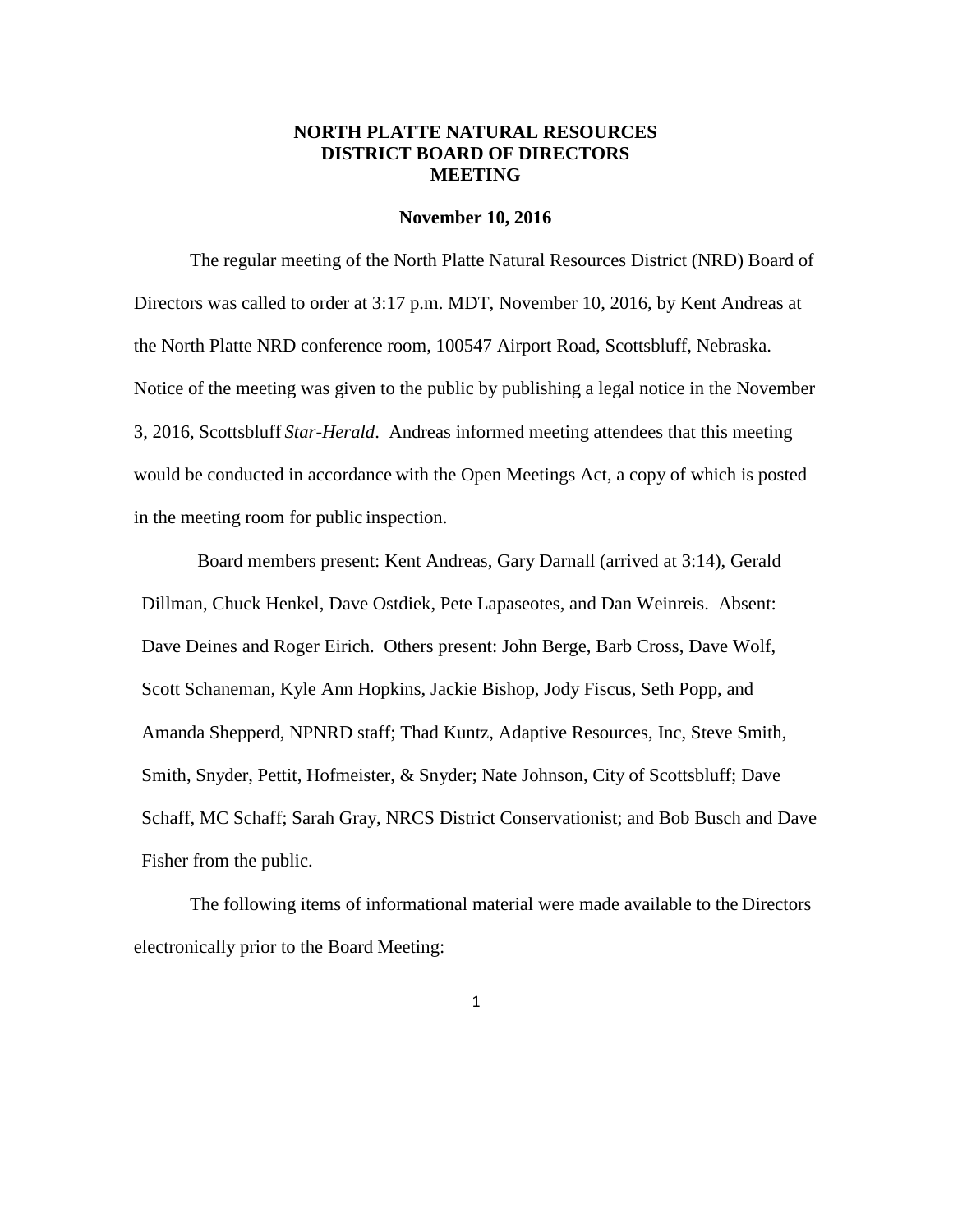# NORTH PLATTE NATURAL RESOURCES DISTRICT BOARD OF DIRECTORS MEETING

**November 10, 2016**

The regular meeting of the North Platte Natural Resources District (NRD) Board of Directors was called to order at 3:17 p.m. MDT, November 10, 2016, by Kent Andreas at the North Platte NRD conference room, 100547 Airport Road, Scottsbluff, Nebraska. Notice of the meeting was given to the public by publishing a legal notice in the November 3, 2016, Scottsbluff *Star-Herald*. Andreas informed meeting attendees that this meeting would be conducted in accordance with the Open Meetings Act, a copy of which is posted in the meeting room for public inspection.

Board members present: Kent Andreas, Gary Darnall (arrived at 3:14), Gerald Dillman, Chuck Henkel, Dave Ostdiek, Pete Lapaseotes, and Dan Weinreis. Absent: Dave Deines and Roger Eirich. Others present: John Berge, Barb Cross, Dave Wolf, Scott Schaneman, Kyle Ann Hopkins, Jackie Bishop, Jody Fiscus, Seth Popp, and Amanda Shepperd, NPNRD staff; Thad Kuntz, Adaptive Resources, Inc, Steve Smith, Smith, Snyder, Pettit, Hofmeister, & Snyder; Nate Johnson, City of Scottsbluff; Dave Schaff, MC Schaff; Sarah Gray, NRCS District Conservationist; and Bob Busch and Dave Fisher from the public.

The following items of informational material were made available to the Directors electronically prior to the Board Meeting: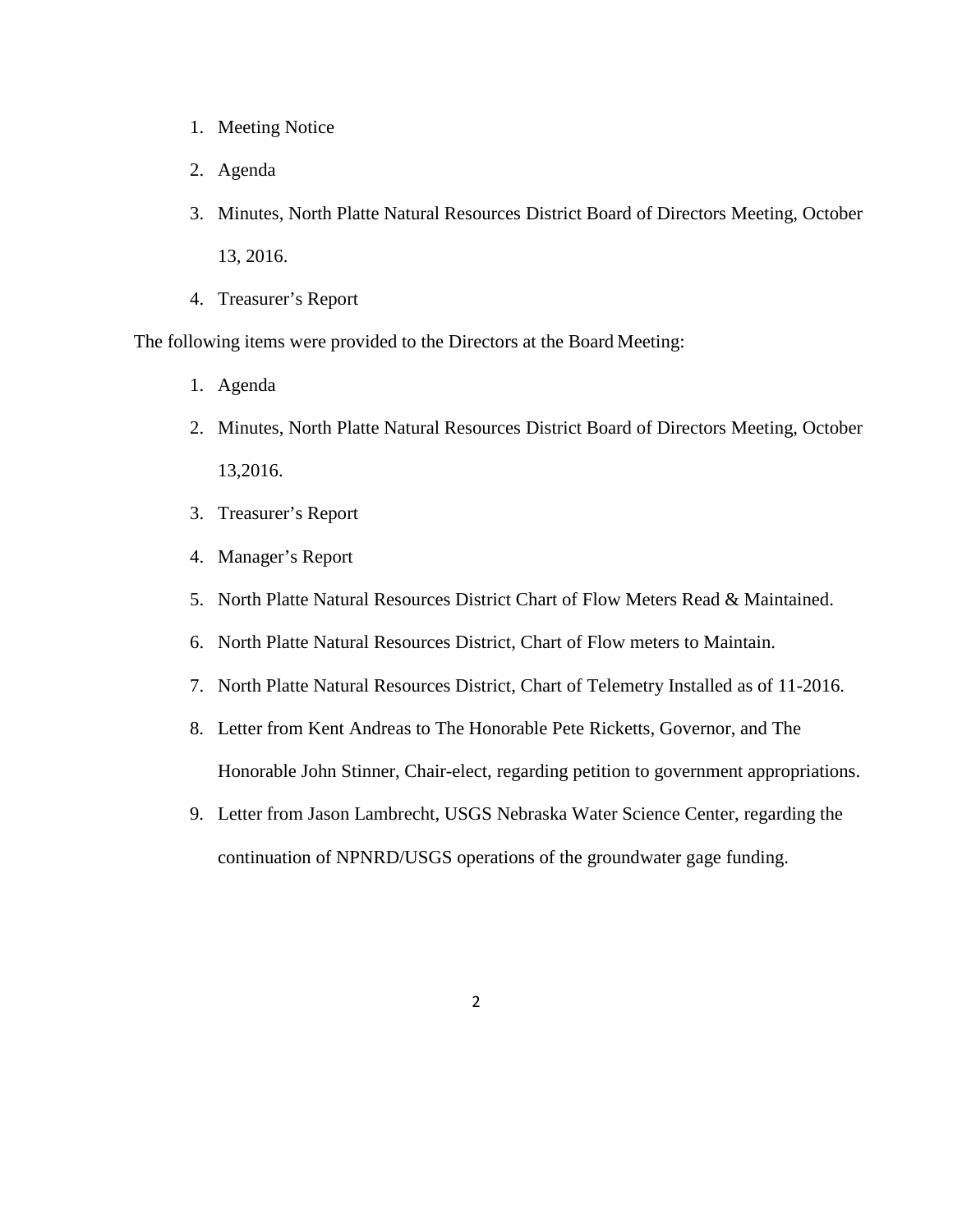1. Meeting Notice
2. Agenda
3. Minutes, North Platte Natural Resources District Board of Directors Meeting, October 13, 2016.
4. Treasurer's Report

The following items were provided to the Directors at the Board Meeting:

1. Agenda
2. Minutes, North Platte Natural Resources District Board of Directors Meeting, October 13,2016.
3. Treasurer's Report
4. Manager's Report
5. North Platte Natural Resources District Chart of Flow Meters Read & Maintained.
6. North Platte Natural Resources District, Chart of Flow meters to Maintain.
7. North Platte Natural Resources District, Chart of Telemetry Installed as of 11-2016.
8. Letter from Kent Andreas to The Honorable Pete Ricketts, Governor, and The Honorable John Stinner, Chair-elect, regarding petition to government appropriations.
9. Letter from Jason Lambrecht, USGS Nebraska Water Science Center, regarding the continuation of NPNRD/USGS operations of the groundwater gage funding.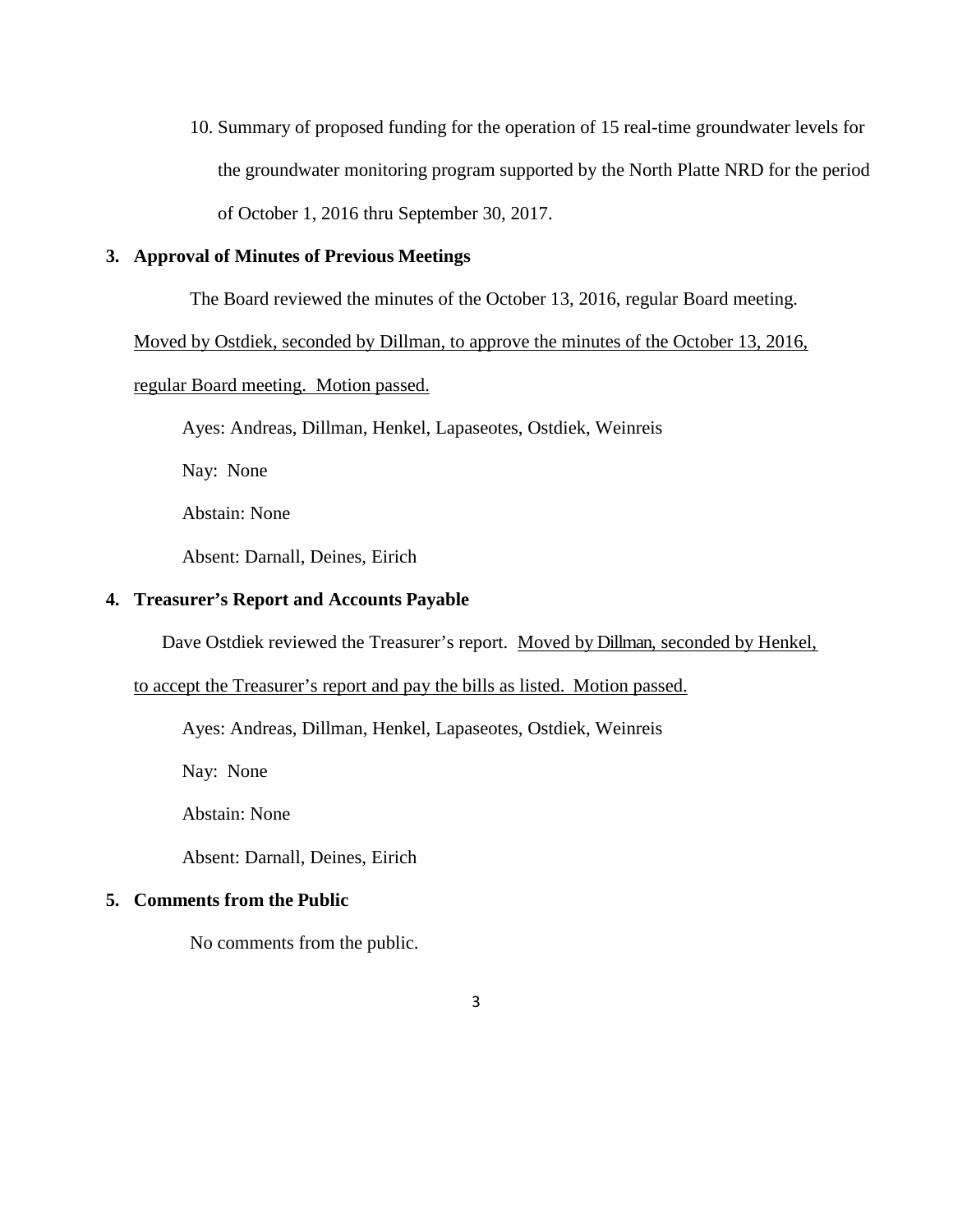10. Summary of proposed funding for the operation of 15 real-time groundwater levels for the groundwater monitoring program supported by the North Platte NRD for the period of October 1, 2016 thru September 30, 2017.

**3. Approval of Minutes of Previous Meetings**

The Board reviewed the minutes of the October 13, 2016, regular Board meeting. Moved by Ostdiek, seconded by Dillman, to approve the minutes of the October 13, 2016, regular Board meeting. Motion passed.

Ayes: Andreas, Dillman, Henkel, Lapaseotes, Ostdiek, Weinreis

Nay: None

Abstain: None

Absent: Darnall, Deines, Eirich

**4. Treasurer's Report and Accounts Payable**

Dave Ostdiek reviewed the Treasurer's report. Moved by Dillman, seconded by Henkel, to accept the Treasurer's report and pay the bills as listed. Motion passed.

Ayes: Andreas, Dillman, Henkel, Lapaseotes, Ostdiek, Weinreis

Nay: None

Abstain: None

Absent: Darnall, Deines, Eirich

**5. Comments from the Public**

No comments from the public.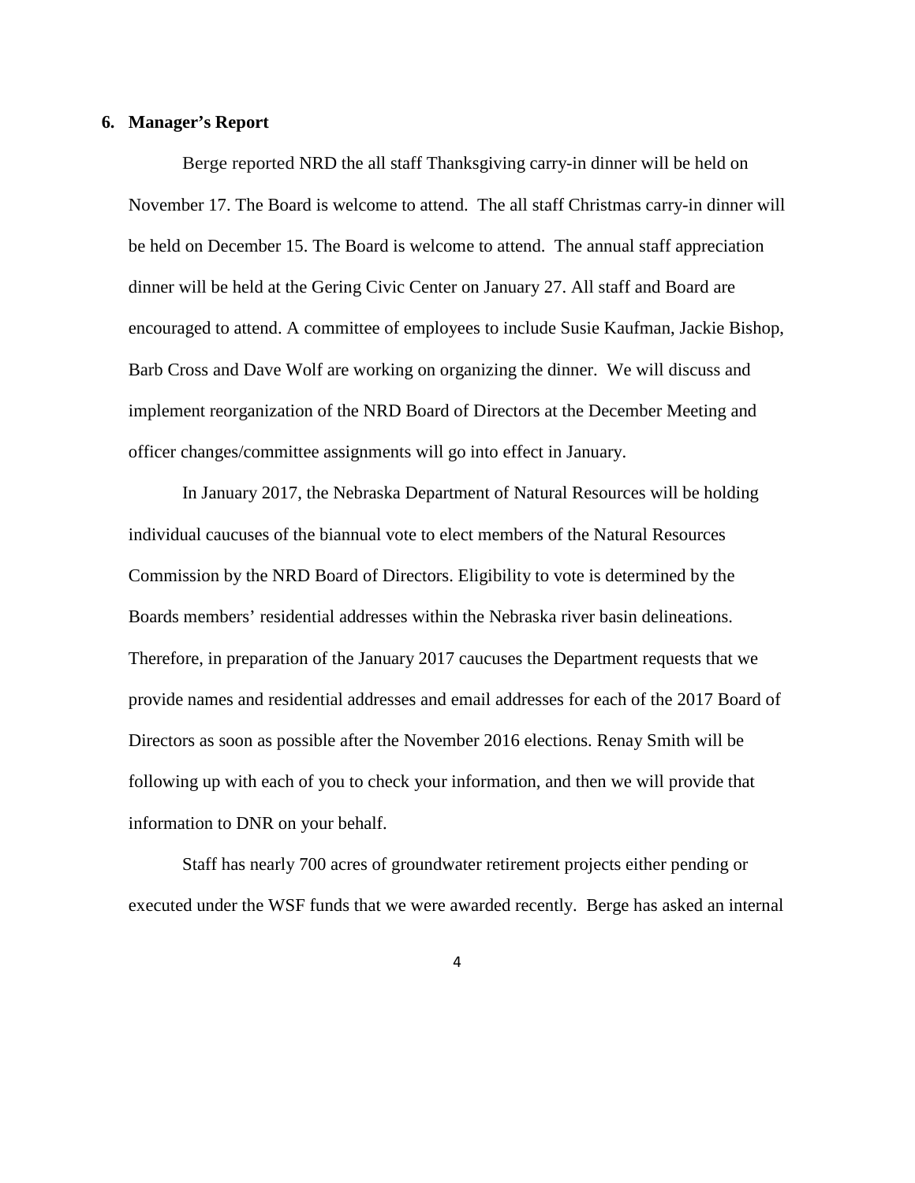**6. Manager's Report**

Berge reported NRD the all staff Thanksgiving carry-in dinner will be held on November 17. The Board is welcome to attend. The all staff Christmas carry-in dinner will be held on December 15. The Board is welcome to attend. The annual staff appreciation dinner will be held at the Gering Civic Center on January 27. All staff and Board are encouraged to attend. A committee of employees to include Susie Kaufman, Jackie Bishop, Barb Cross and Dave Wolf are working on organizing the dinner. We will discuss and implement reorganization of the NRD Board of Directors at the December Meeting and officer changes/committee assignments will go into effect in January.

In January 2017, the Nebraska Department of Natural Resources will be holding individual caucuses of the biannual vote to elect members of the Natural Resources Commission by the NRD Board of Directors. Eligibility to vote is determined by the Boards members' residential addresses within the Nebraska river basin delineations. Therefore, in preparation of the January 2017 caucuses the Department requests that we provide names and residential addresses and email addresses for each of the 2017 Board of Directors as soon as possible after the November 2016 elections. Renay Smith will be following up with each of you to check your information, and then we will provide that information to DNR on your behalf.

Staff has nearly 700 acres of groundwater retirement projects either pending or executed under the WSF funds that we were awarded recently. Berge has asked an internal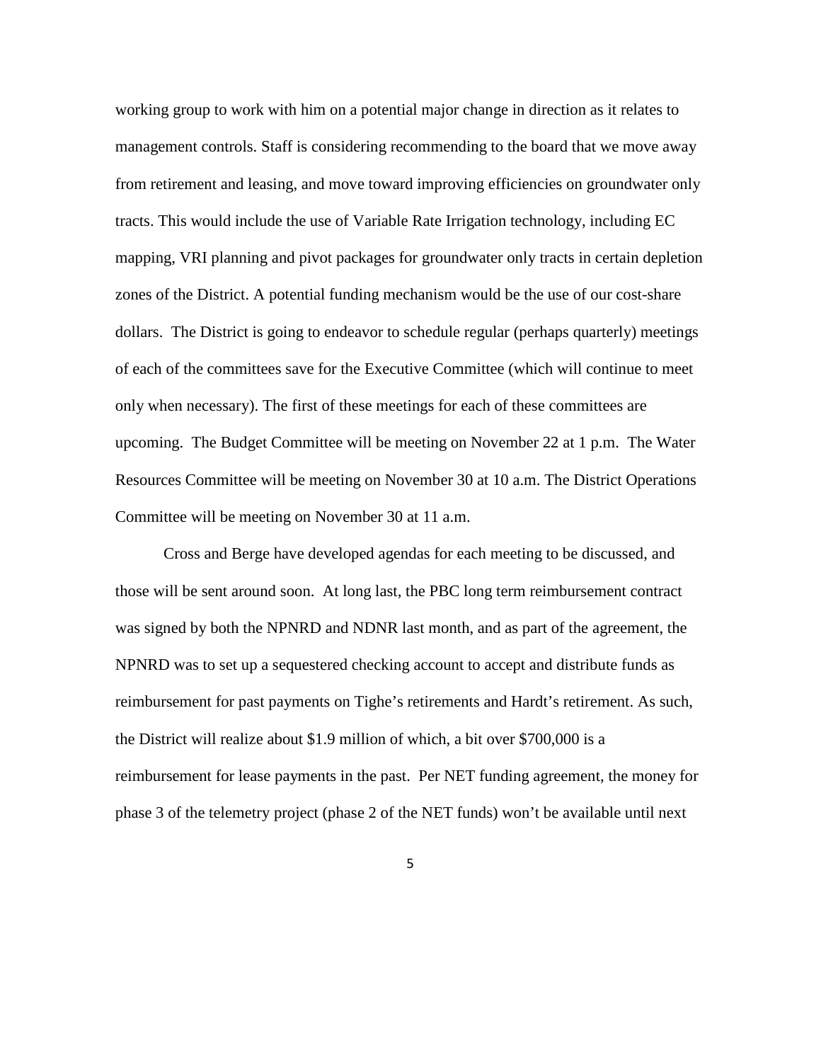working group to work with him on a potential major change in direction as it relates to management controls. Staff is considering recommending to the board that we move away from retirement and leasing, and move toward improving efficiencies on groundwater only tracts. This would include the use of Variable Rate Irrigation technology, including EC mapping, VRI planning and pivot packages for groundwater only tracts in certain depletion zones of the District. A potential funding mechanism would be the use of our cost-share dollars. The District is going to endeavor to schedule regular (perhaps quarterly) meetings of each of the committees save for the Executive Committee (which will continue to meet only when necessary). The first of these meetings for each of these committees are upcoming. The Budget Committee will be meeting on November 22 at 1 p.m. The Water Resources Committee will be meeting on November 30 at 10 a.m. The District Operations Committee will be meeting on November 30 at 11 a.m.

Cross and Berge have developed agendas for each meeting to be discussed, and those will be sent around soon. At long last, the PBC long term reimbursement contract was signed by both the NPNRD and NDNR last month, and as part of the agreement, the NPNRD was to set up a sequestered checking account to accept and distribute funds as reimbursement for past payments on Tighe's retirements and Hardt's retirement. As such, the District will realize about $1.9 million of which, a bit over $700,000 is a reimbursement for lease payments in the past. Per NET funding agreement, the money for phase 3 of the telemetry project (phase 2 of the NET funds) won't be available until next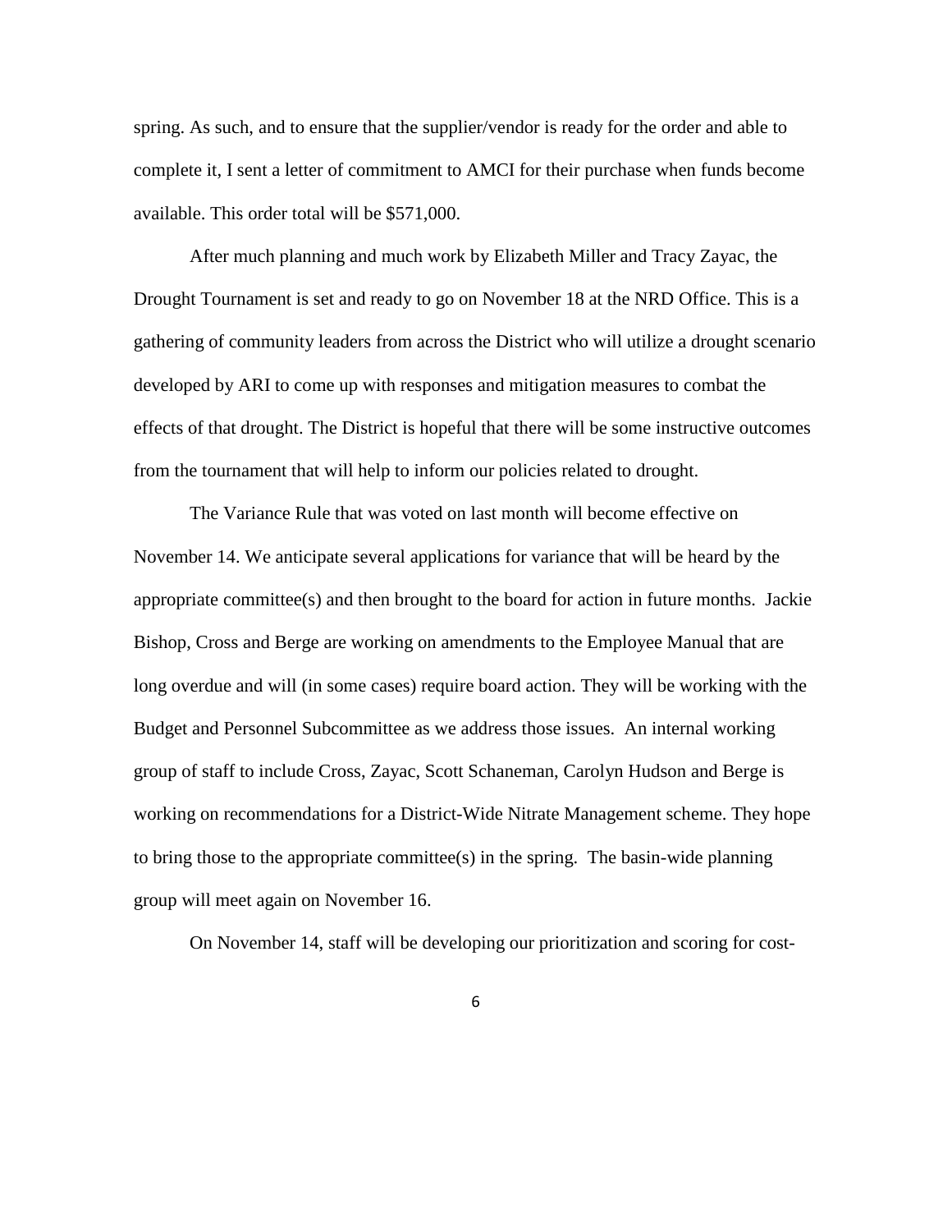spring. As such, and to ensure that the supplier/vendor is ready for the order and able to complete it, I sent a letter of commitment to AMCI for their purchase when funds become available. This order total will be $571,000.

After much planning and much work by Elizabeth Miller and Tracy Zayac, the Drought Tournament is set and ready to go on November 18 at the NRD Office. This is a gathering of community leaders from across the District who will utilize a drought scenario developed by ARI to come up with responses and mitigation measures to combat the effects of that drought. The District is hopeful that there will be some instructive outcomes from the tournament that will help to inform our policies related to drought.

The Variance Rule that was voted on last month will become effective on November 14. We anticipate several applications for variance that will be heard by the appropriate committee(s) and then brought to the board for action in future months. Jackie Bishop, Cross and Berge are working on amendments to the Employee Manual that are long overdue and will (in some cases) require board action. They will be working with the Budget and Personnel Subcommittee as we address those issues. An internal working group of staff to include Cross, Zayac, Scott Schaneman, Carolyn Hudson and Berge is working on recommendations for a District-Wide Nitrate Management scheme. They hope to bring those to the appropriate committee(s) in the spring. The basin-wide planning group will meet again on November 16.

On November 14, staff will be developing our prioritization and scoring for cost-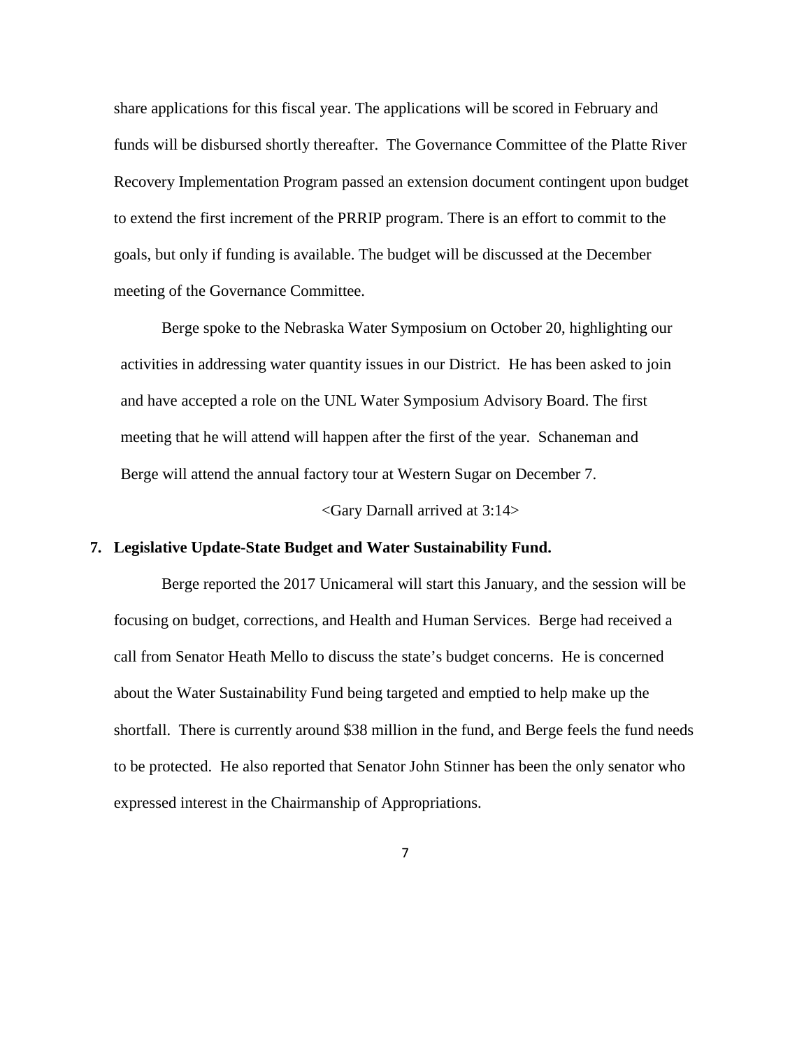share applications for this fiscal year. The applications will be scored in February and funds will be disbursed shortly thereafter. The Governance Committee of the Platte River Recovery Implementation Program passed an extension document contingent upon budget to extend the first increment of the PRRIP program. There is an effort to commit to the goals, but only if funding is available. The budget will be discussed at the December meeting of the Governance Committee.

Berge spoke to the Nebraska Water Symposium on October 20, highlighting our activities in addressing water quantity issues in our District. He has been asked to join and have accepted a role on the UNL Water Symposium Advisory Board. The first meeting that he will attend will happen after the first of the year. Schaneman and Berge will attend the annual factory tour at Western Sugar on December 7.

<Gary Darnall arrived at 3:14>

**7. Legislative Update-State Budget and Water Sustainability Fund.**

Berge reported the 2017 Unicameral will start this January, and the session will be focusing on budget, corrections, and Health and Human Services. Berge had received a call from Senator Heath Mello to discuss the state's budget concerns. He is concerned about the Water Sustainability Fund being targeted and emptied to help make up the shortfall. There is currently around $38 million in the fund, and Berge feels the fund needs to be protected. He also reported that Senator John Stinner has been the only senator who expressed interest in the Chairmanship of Appropriations.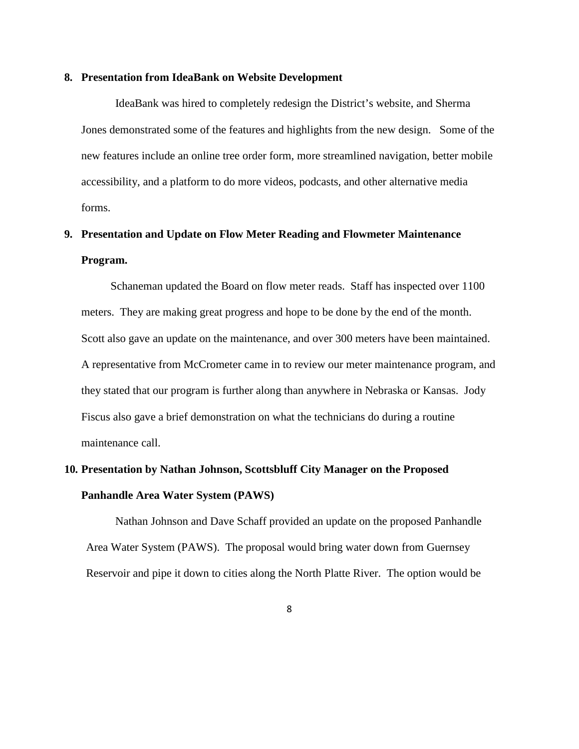**8. Presentation from IdeaBank on Website Development**

IdeaBank was hired to completely redesign the District's website, and Sherma Jones demonstrated some of the features and highlights from the new design. Some of the new features include an online tree order form, more streamlined navigation, better mobile accessibility, and a platform to do more videos, podcasts, and other alternative media forms.

**9. Presentation and Update on Flow Meter Reading and Flowmeter Maintenance Program.**

Schaneman updated the Board on flow meter reads. Staff has inspected over 1100 meters. They are making great progress and hope to be done by the end of the month. Scott also gave an update on the maintenance, and over 300 meters have been maintained. A representative from McCrometer came in to review our meter maintenance program, and they stated that our program is further along than anywhere in Nebraska or Kansas. Jody Fiscus also gave a brief demonstration on what the technicians do during a routine maintenance call.

**10. Presentation by Nathan Johnson, Scottsbluff City Manager on the Proposed Panhandle Area Water System (PAWS)**

Nathan Johnson and Dave Schaff provided an update on the proposed Panhandle Area Water System (PAWS). The proposal would bring water down from Guernsey Reservoir and pipe it down to cities along the North Platte River. The option would be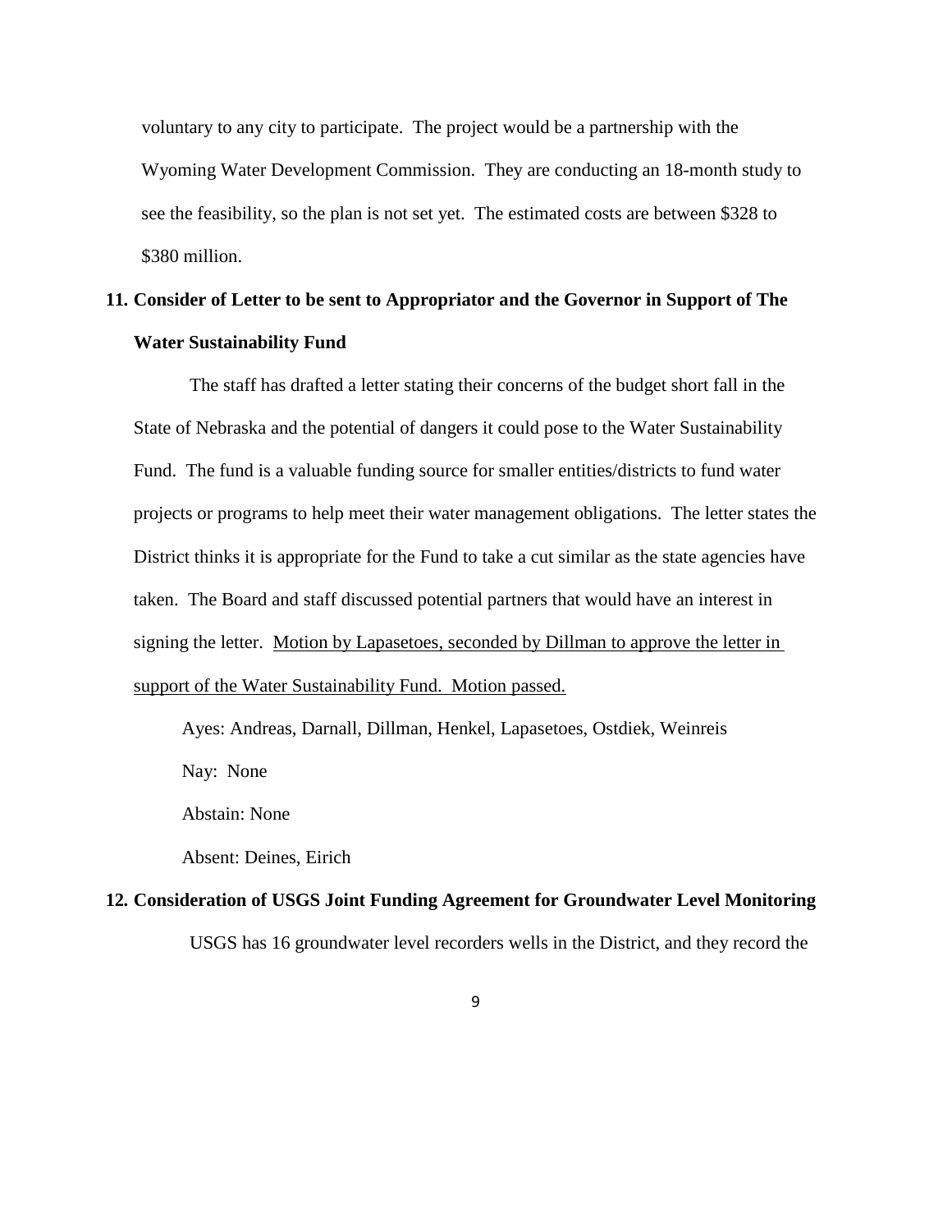voluntary to any city to participate. The project would be a partnership with the Wyoming Water Development Commission. They are conducting an 18-month study to see the feasibility, so the plan is not set yet. The estimated costs are between $328 to $380 million.

**11. Consider of Letter to be sent to Appropriator and the Governor in Support of The Water Sustainability Fund**

The staff has drafted a letter stating their concerns of the budget short fall in the State of Nebraska and the potential of dangers it could pose to the Water Sustainability Fund. The fund is a valuable funding source for smaller entities/districts to fund water projects or programs to help meet their water management obligations. The letter states the District thinks it is appropriate for the Fund to take a cut similar as the state agencies have taken. The Board and staff discussed potential partners that would have an interest in signing the letter. <u>Motion by Lapasetoes, seconded by Dillman to approve the letter in support of the Water Sustainability Fund. Motion passed.</u>

Ayes: Andreas, Darnall, Dillman, Henkel, Lapasetoes, Ostdiek, Weinreis

Nay: None

Abstain: None

Absent: Deines, Eirich

**12. Consideration of USGS Joint Funding Agreement for Groundwater Level Monitoring**

USGS has 16 groundwater level recorders wells in the District, and they record the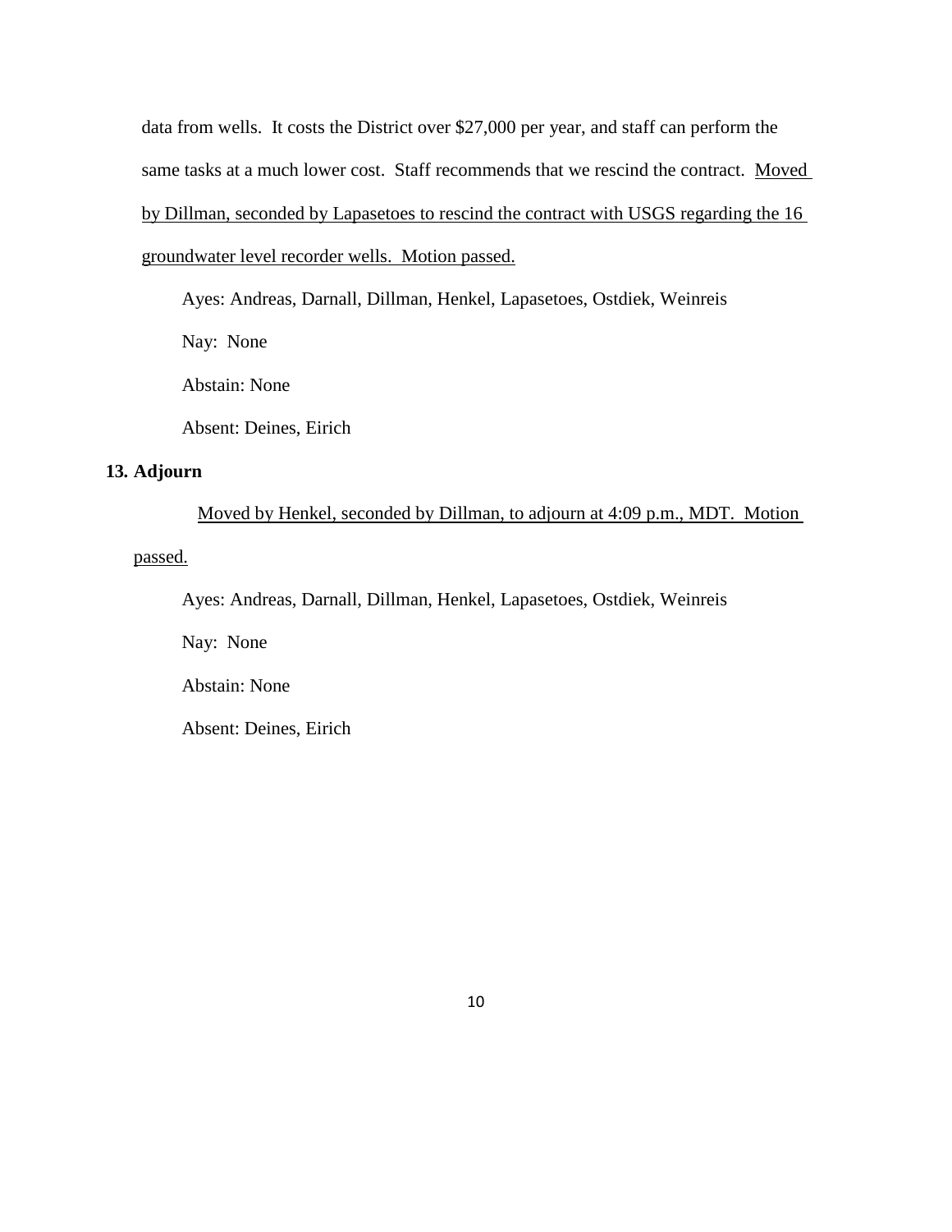data from wells. It costs the District over $27,000 per year, and staff can perform the same tasks at a much lower cost. Staff recommends that we rescind the contract. Moved by Dillman, seconded by Lapasetoes to rescind the contract with USGS regarding the 16 groundwater level recorder wells. Motion passed.

Ayes: Andreas, Darnall, Dillman, Henkel, Lapasetoes, Ostdiek, Weinreis

Nay: None

Abstain: None

Absent: Deines, Eirich

**13. Adjourn**

Moved by Henkel, seconded by Dillman, to adjourn at 4:09 p.m., MDT. Motion passed.

Ayes: Andreas, Darnall, Dillman, Henkel, Lapasetoes, Ostdiek, Weinreis

Nay: None

Abstain: None

Absent: Deines, Eirich